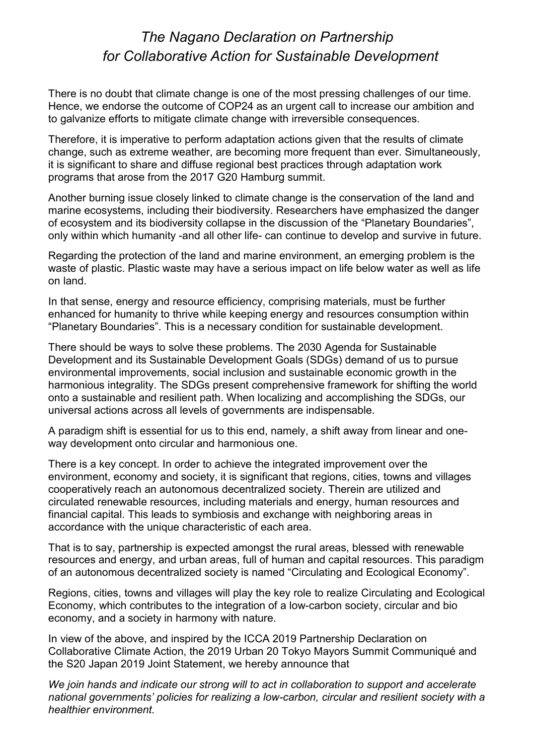# *The Nagano Declaration on Partnership for Collaborative Action for Sustainable Development*

There is no doubt that climate change is one of the most pressing challenges of our time. Hence, we endorse the outcome of COP24 as an urgent call to increase our ambition and to galvanize efforts to mitigate climate change with irreversible consequences.

Therefore, it is imperative to perform adaptation actions given that the results of climate change, such as extreme weather, are becoming more frequent than ever. Simultaneously, it is significant to share and diffuse regional best practices through adaptation work programs that arose from the 2017 G20 Hamburg summit.

Another burning issue closely linked to climate change is the conservation of the land and marine ecosystems, including their biodiversity. Researchers have emphasized the danger of ecosystem and its biodiversity collapse in the discussion of the "Planetary Boundaries", only within which humanity -and all other life- can continue to develop and survive in future.

Regarding the protection of the land and marine environment, an emerging problem is the waste of plastic. Plastic waste may have a serious impact on life below water as well as life on land.

In that sense, energy and resource efficiency, comprising materials, must be further enhanced for humanity to thrive while keeping energy and resources consumption within "Planetary Boundaries". This is a necessary condition for sustainable development.

There should be ways to solve these problems. The 2030 Agenda for Sustainable Development and its Sustainable Development Goals (SDGs) demand of us to pursue environmental improvements, social inclusion and sustainable economic growth in the harmonious integrality. The SDGs present comprehensive framework for shifting the world onto a sustainable and resilient path. When localizing and accomplishing the SDGs, our universal actions across all levels of governments are indispensable.

A paradigm shift is essential for us to this end, namely, a shift away from linear and one-way development onto circular and harmonious one.

There is a key concept. In order to achieve the integrated improvement over the environment, economy and society, it is significant that regions, cities, towns and villages cooperatively reach an autonomous decentralized society. Therein are utilized and circulated renewable resources, including materials and energy, human resources and financial capital. This leads to symbiosis and exchange with neighboring areas in accordance with the unique characteristic of each area.

That is to say, partnership is expected amongst the rural areas, blessed with renewable resources and energy, and urban areas, full of human and capital resources. This paradigm of an autonomous decentralized society is named "Circulating and Ecological Economy".

Regions, cities, towns and villages will play the key role to realize Circulating and Ecological Economy, which contributes to the integration of a low-carbon society, circular and bio economy, and a society in harmony with nature.

In view of the above, and inspired by the ICCA 2019 Partnership Declaration on Collaborative Climate Action, the 2019 Urban 20 Tokyo Mayors Summit Communiqué and the S20 Japan 2019 Joint Statement, we hereby announce that

*We join hands and indicate our strong will to act in collaboration to support and accelerate national governments' policies for realizing a low-carbon, circular and resilient society with a healthier environment.*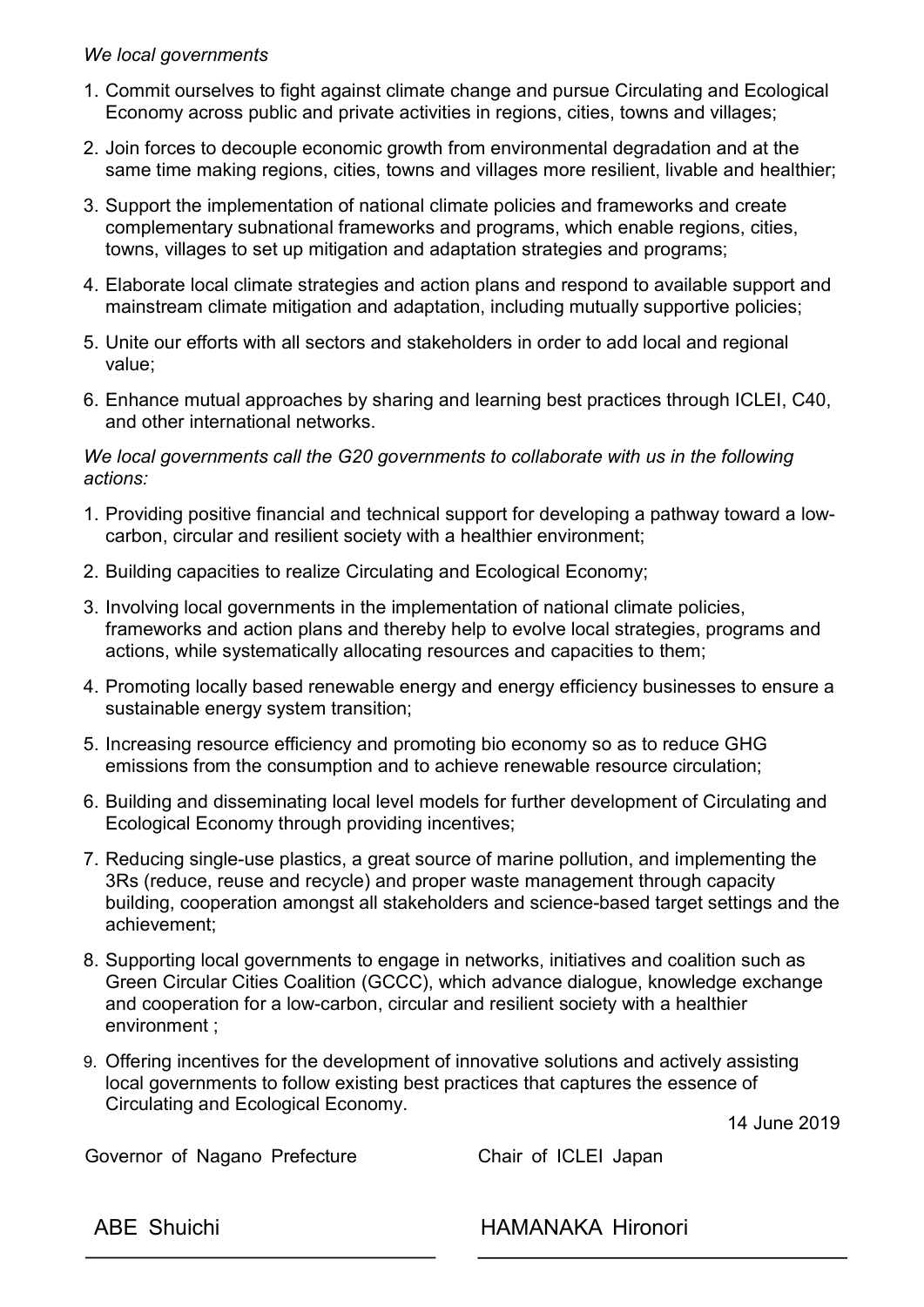*We local governments*

1. Commit ourselves to fight against climate change and pursue Circulating and Ecological Economy across public and private activities in regions, cities, towns and villages;
2. Join forces to decouple economic growth from environmental degradation and at the same time making regions, cities, towns and villages more resilient, livable and healthier;
3. Support the implementation of national climate policies and frameworks and create complementary subnational frameworks and programs, which enable regions, cities, towns, villages to set up mitigation and adaptation strategies and programs;
4. Elaborate local climate strategies and action plans and respond to available support and mainstream climate mitigation and adaptation, including mutually supportive policies;
5. Unite our efforts with all sectors and stakeholders in order to add local and regional value;
6. Enhance mutual approaches by sharing and learning best practices through ICLEI, C40, and other international networks.

*We local governments call the G20 governments to collaborate with us in the following actions:*

1. Providing positive financial and technical support for developing a pathway toward a low-carbon, circular and resilient society with a healthier environment;
2. Building capacities to realize Circulating and Ecological Economy;
3. Involving local governments in the implementation of national climate policies, frameworks and action plans and thereby help to evolve local strategies, programs and actions, while systematically allocating resources and capacities to them;
4. Promoting locally based renewable energy and energy efficiency businesses to ensure a sustainable energy system transition;
5. Increasing resource efficiency and promoting bio economy so as to reduce GHG emissions from the consumption and to achieve renewable resource circulation;
6. Building and disseminating local level models for further development of Circulating and Ecological Economy through providing incentives;
7. Reducing single-use plastics, a great source of marine pollution, and implementing the 3Rs (reduce, reuse and recycle) and proper waste management through capacity building, cooperation amongst all stakeholders and science-based target settings and the achievement;
8. Supporting local governments to engage in networks, initiatives and coalition such as Green Circular Cities Coalition (GCCC), which advance dialogue, knowledge exchange and cooperation for a low-carbon, circular and resilient society with a healthier environment ;
9. Offering incentives for the development of innovative solutions and actively assisting local governments to follow existing best practices that captures the essence of Circulating and Ecological Economy.

14 June 2019

Governor of Nagano Prefecture

ABE Shuichi

Chair of ICLEI Japan

HAMANAKA Hironori